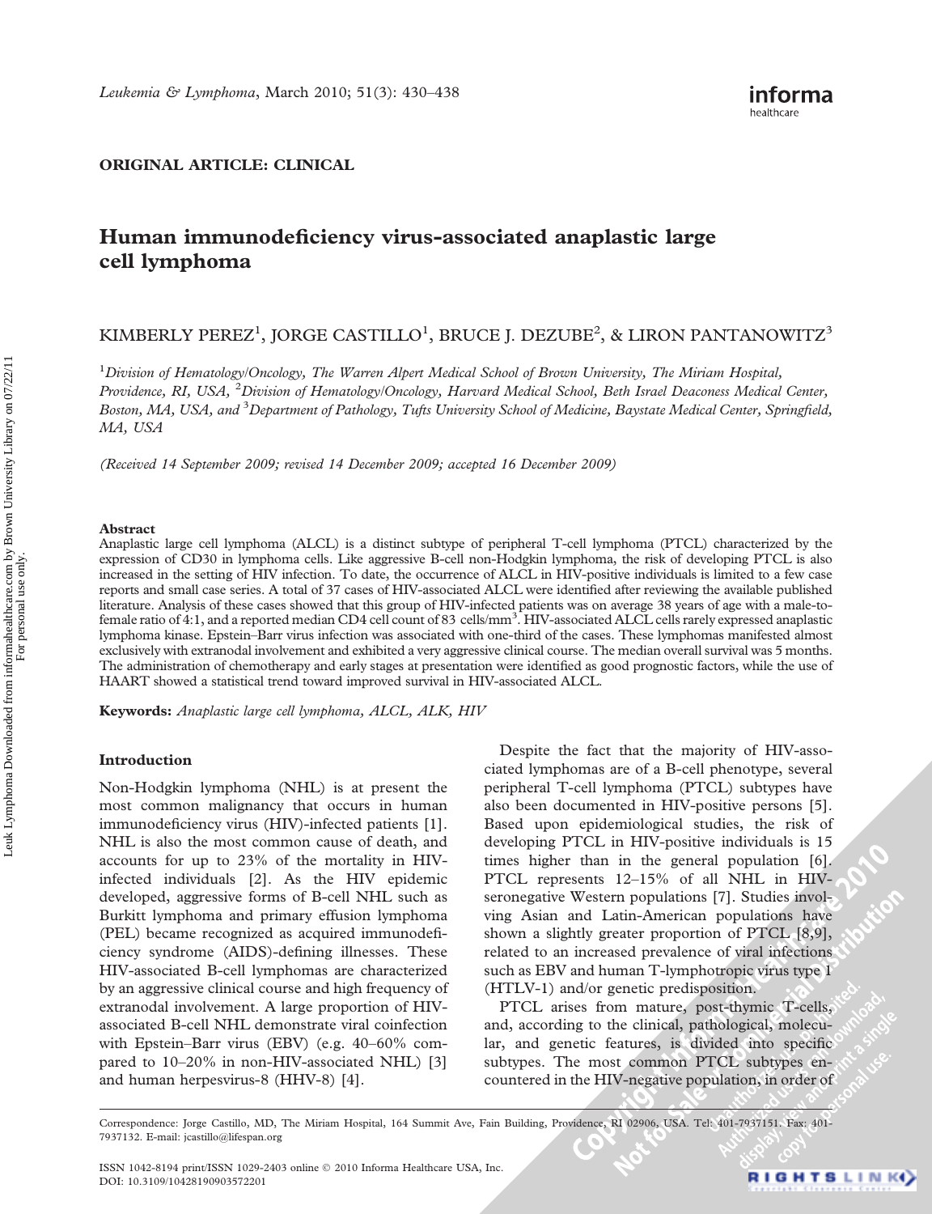ORIGINAL ARTICLE: CLINICAL

# Human immunodeficiency virus-associated anaplastic large cell lymphoma

KIMBERLY PEREZ[1], JORGE CASTILLO[1], BRUCE J. DEZUBE[2], & LIRON PANTANOWITZ[3]

[1]*Division of Hematology/Oncology, The Warren Alpert Medical School of Brown University, The Miriam Hospital, Providence, RI, USA,* [2]*Division of Hematology/Oncology, Harvard Medical School, Beth Israel Deaconess Medical Center, Boston, MA, USA, and* [3]*Department of Pathology, Tufts University School of Medicine, Baystate Medical Center, Springfield, MA, USA*

*(Received 14 September 2009; revised 14 December 2009; accepted 16 December 2009)*

## Abstract

Anaplastic large cell lymphoma (ALCL) is a distinct subtype of peripheral T-cell lymphoma (PTCL) characterized by the expression of CD30 in lymphoma cells. Like aggressive B-cell non-Hodgkin lymphoma, the risk of developing PTCL is also increased in the setting of HIV infection. To date, the occurrence of ALCL in HIV-positive individuals is limited to a few case reports and small case series. A total of 37 cases of HIV-associated ALCL were identified after reviewing the available published literature. Analysis of these cases showed that this group of HIV-infected patients was on average 38 years of age with a male-to-female ratio of 4:1, and a reported median CD4 cell count of 83 cells/mm$^3$. HIV-associated ALCL cells rarely expressed anaplastic lymphoma kinase. Epstein–Barr virus infection was associated with one-third of the cases. These lymphomas manifested almost exclusively with extranodal involvement and exhibited a very aggressive clinical course. The median overall survival was 5 months. The administration of chemotherapy and early stages at presentation were identified as good prognostic factors, while the use of HAART showed a statistical trend toward improved survival in HIV-associated ALCL.

**Keywords:** *Anaplastic large cell lymphoma, ALCL, ALK, HIV*

## Introduction

Non-Hodgkin lymphoma (NHL) is at present the most common malignancy that occurs in human immunodeficiency virus (HIV)-infected patients [1]. NHL is also the most common cause of death, and accounts for up to 23% of the mortality in HIV-infected individuals [2]. As the HIV epidemic developed, aggressive forms of B-cell NHL such as Burkitt lymphoma and primary effusion lymphoma (PEL) became recognized as acquired immunodeficiency syndrome (AIDS)-defining illnesses. These HIV-associated B-cell lymphomas are characterized by an aggressive clinical course and high frequency of extranodal involvement. A large proportion of HIV-associated B-cell NHL demonstrate viral coinfection with Epstein–Barr virus (EBV) (e.g. 40–60% compared to 10–20% in non-HIV-associated NHL) [3] and human herpesvirus-8 (HHV-8) [4].

Despite the fact that the majority of HIV-associated lymphomas are of a B-cell phenotype, several peripheral T-cell lymphoma (PTCL) subtypes have also been documented in HIV-positive persons [5]. Based upon epidemiological studies, the risk of developing PTCL in HIV-positive individuals is 15 times higher than in the general population [6]. PTCL represents 12–15% of all NHL in HIV-seronegative Western populations [7]. Studies involving Asian and Latin-American populations have shown a slightly greater proportion of PTCL [8,9], related to an increased prevalence of viral infections such as EBV and human T-lymphotropic virus type 1 (HTLV-1) and/or genetic predisposition.

PTCL arises from mature, post-thymic T-cells, and, according to the clinical, pathological, molecular, and genetic features, is divided into specific subtypes. The most common PTCL subtypes encountered in the HIV-negative population, in order of

Correspondence: Jorge Castillo, MD, The Miriam Hospital, 164 Summit Ave, Fain Building, Providence, RI 02906, USA. Tel: 401-7937151. Fax: 401-7937132. E-mail: jcastillo@lifespan.org

ISSN 1042-8194 print/ISSN 1029-2403 online © 2010 Informa Healthcare USA, Inc.
DOI: 10.3109/10428190903572201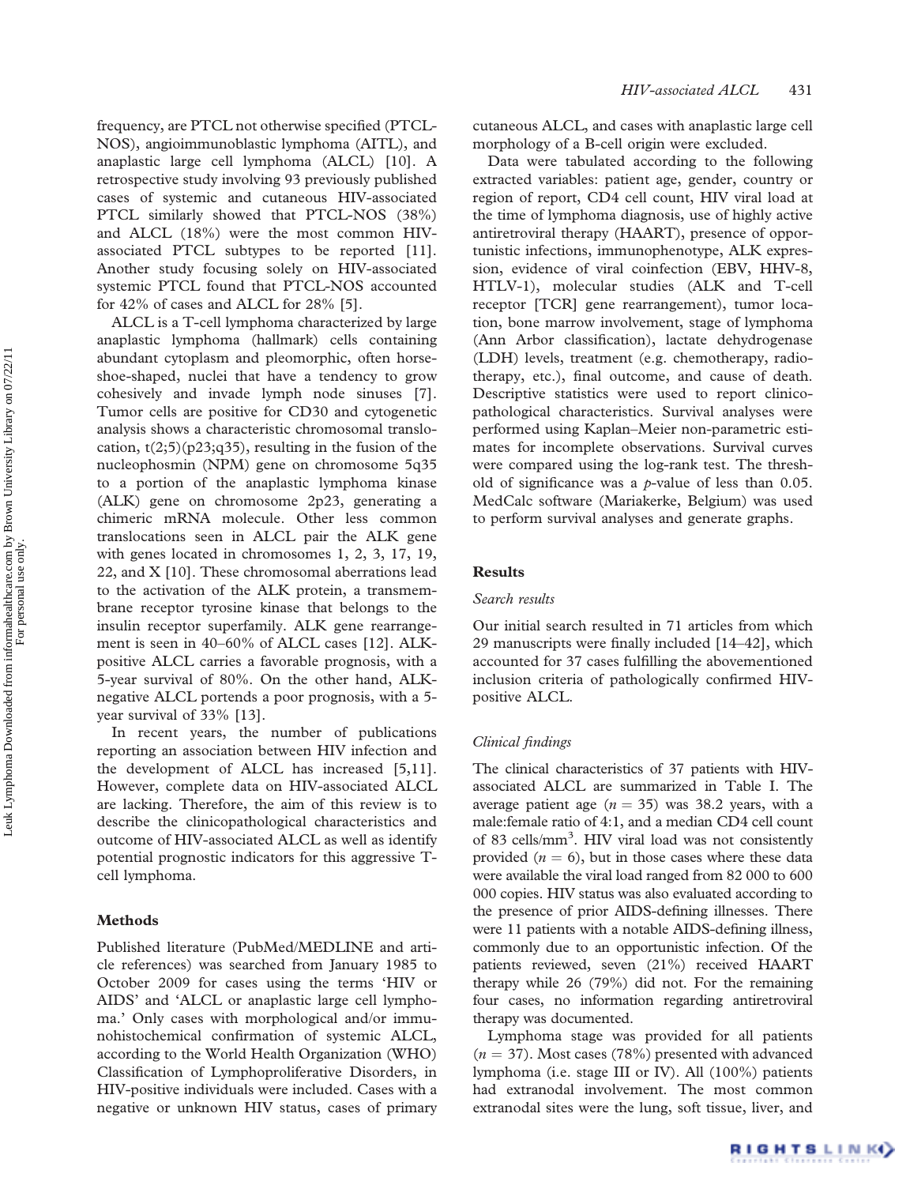frequency, are PTCL not otherwise specified (PTCL-NOS), angioimmunoblastic lymphoma (AITL), and anaplastic large cell lymphoma (ALCL) [10]. A retrospective study involving 93 previously published cases of systemic and cutaneous HIV-associated PTCL similarly showed that PTCL-NOS (38%) and ALCL (18%) were the most common HIV-associated PTCL subtypes to be reported [11]. Another study focusing solely on HIV-associated systemic PTCL found that PTCL-NOS accounted for 42% of cases and ALCL for 28% [5].

ALCL is a T-cell lymphoma characterized by large anaplastic lymphoma (hallmark) cells containing abundant cytoplasm and pleomorphic, often horseshoe-shaped, nuclei that have a tendency to grow cohesively and invade lymph node sinuses [7]. Tumor cells are positive for CD30 and cytogenetic analysis shows a characteristic chromosomal translocation, t(2;5)(p23;q35), resulting in the fusion of the nucleophosmin (NPM) gene on chromosome 5q35 to a portion of the anaplastic lymphoma kinase (ALK) gene on chromosome 2p23, generating a chimeric mRNA molecule. Other less common translocations seen in ALCL pair the ALK gene with genes located in chromosomes 1, 2, 3, 17, 19, 22, and X [10]. These chromosomal aberrations lead to the activation of the ALK protein, a transmembrane receptor tyrosine kinase that belongs to the insulin receptor superfamily. ALK gene rearrangement is seen in 40–60% of ALCL cases [12]. ALK-positive ALCL carries a favorable prognosis, with a 5-year survival of 80%. On the other hand, ALK-negative ALCL portends a poor prognosis, with a 5-year survival of 33% [13].

In recent years, the number of publications reporting an association between HIV infection and the development of ALCL has increased [5,11]. However, complete data on HIV-associated ALCL are lacking. Therefore, the aim of this review is to describe the clinicopathological characteristics and outcome of HIV-associated ALCL as well as identify potential prognostic indicators for this aggressive T-cell lymphoma.

## Methods

Published literature (PubMed/MEDLINE and article references) was searched from January 1985 to October 2009 for cases using the terms 'HIV or AIDS' and 'ALCL or anaplastic large cell lymphoma.' Only cases with morphological and/or immunohistochemical confirmation of systemic ALCL, according to the World Health Organization (WHO) Classification of Lymphoproliferative Disorders, in HIV-positive individuals were included. Cases with a negative or unknown HIV status, cases of primary cutaneous ALCL, and cases with anaplastic large cell morphology of a B-cell origin were excluded.

Data were tabulated according to the following extracted variables: patient age, gender, country or region of report, CD4 cell count, HIV viral load at the time of lymphoma diagnosis, use of highly active antiretroviral therapy (HAART), presence of opportunistic infections, immunophenotype, ALK expression, evidence of viral coinfection (EBV, HHV-8, HTLV-1), molecular studies (ALK and T-cell receptor [TCR] gene rearrangement), tumor location, bone marrow involvement, stage of lymphoma (Ann Arbor classification), lactate dehydrogenase (LDH) levels, treatment (e.g. chemotherapy, radiotherapy, etc.), final outcome, and cause of death. Descriptive statistics were used to report clinicopathological characteristics. Survival analyses were performed using Kaplan–Meier non-parametric estimates for incomplete observations. Survival curves were compared using the log-rank test. The threshold of significance was a $p$-value of less than 0.05. MedCalc software (Mariakerke, Belgium) was used to perform survival analyses and generate graphs.

## Results

### *Search results*

Our initial search resulted in 71 articles from which 29 manuscripts were finally included [14–42], which accounted for 37 cases fulfilling the abovementioned inclusion criteria of pathologically confirmed HIV-positive ALCL.

### *Clinical findings*

The clinical characteristics of 37 patients with HIV-associated ALCL are summarized in Table I. The average patient age ($n = 35$) was 38.2 years, with a male:female ratio of 4:1, and a median CD4 cell count of 83 cells/mm$^3$. HIV viral load was not consistently provided ($n = 6$), but in those cases where these data were available the viral load ranged from 82 000 to 600 000 copies. HIV status was also evaluated according to the presence of prior AIDS-defining illnesses. There were 11 patients with a notable AIDS-defining illness, commonly due to an opportunistic infection. Of the patients reviewed, seven (21%) received HAART therapy while 26 (79%) did not. For the remaining four cases, no information regarding antiretroviral therapy was documented.

Lymphoma stage was provided for all patients ($n = 37$). Most cases (78%) presented with advanced lymphoma (i.e. stage III or IV). All (100%) patients had extranodal involvement. The most common extranodal sites were the lung, soft tissue, liver, and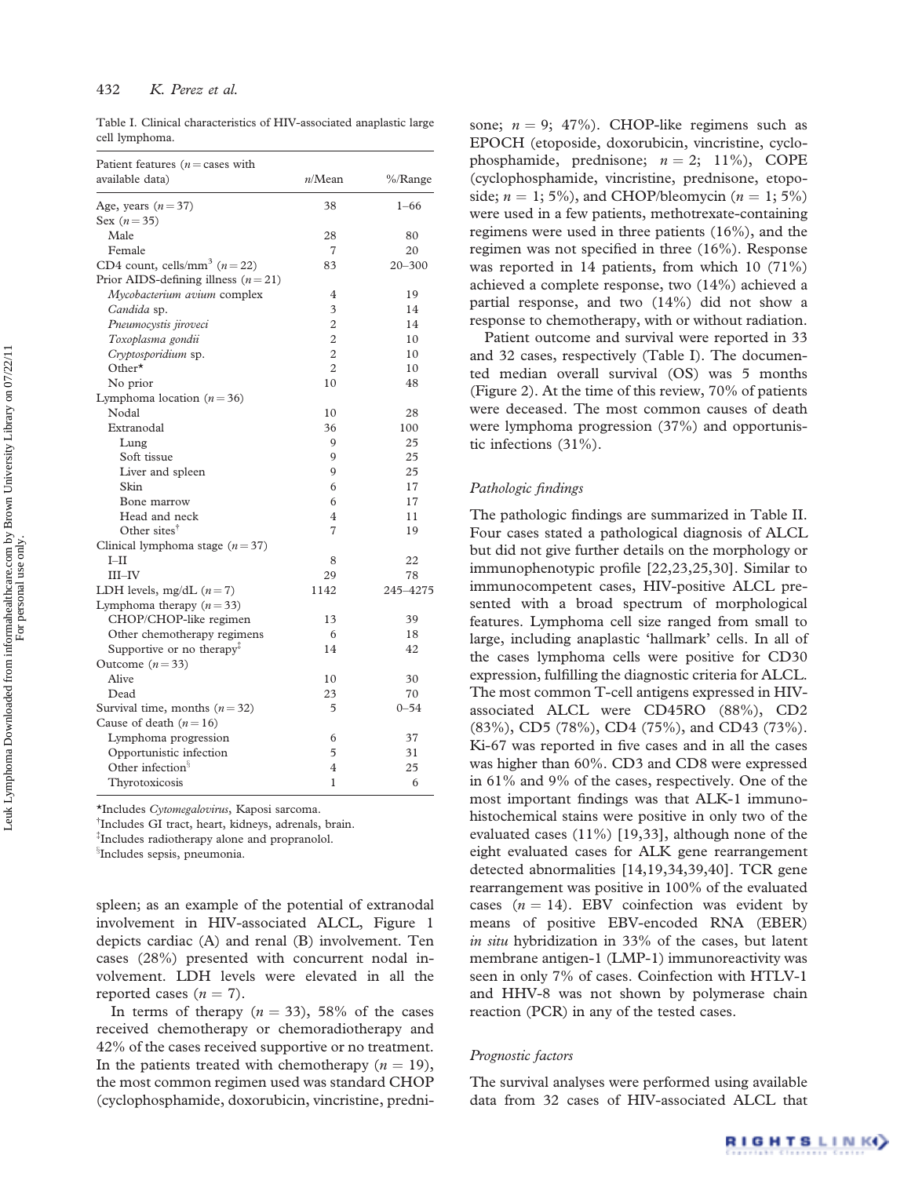Table I. Clinical characteristics of HIV-associated anaplastic large cell lymphoma.

| Patient features (n = cases with available data) | n/Mean | %/Range |
|---|---|---|
| Age, years (n = 37) | 38 | 1–66 |
| Sex (n = 35) | | |
| Male | 28 | 80 |
| Female | 7 | 20 |
| CD4 count, cells/mm$^3$ (n = 22) | 83 | 20–300 |
| Prior AIDS-defining illness (n = 21) | | |
| *Mycobacterium avium* complex | 4 | 19 |
| *Candida* sp. | 3 | 14 |
| *Pneumocystis jiroveci* | 2 | 14 |
| *Toxoplasma gondii* | 2 | 10 |
| *Cryptosporidium* sp. | 2 | 10 |
| Other* | 2 | 10 |
| No prior | 10 | 48 |
| Lymphoma location (n = 36) | | |
| Nodal | 10 | 28 |
| Extranodal | 36 | 100 |
| Lung | 9 | 25 |
| Soft tissue | 9 | 25 |
| Liver and spleen | 9 | 25 |
| Skin | 6 | 17 |
| Bone marrow | 6 | 17 |
| Head and neck | 4 | 11 |
| Other sites† | 7 | 19 |
| Clinical lymphoma stage (n = 37) | | |
| I–II | 8 | 22 |
| III–IV | 29 | 78 |
| LDH levels, mg/dL (n = 7) | 1142 | 245–4275 |
| Lymphoma therapy (n = 33) | | |
| CHOP/CHOP-like regimen | 13 | 39 |
| Other chemotherapy regimens | 6 | 18 |
| Supportive or no therapy‡ | 14 | 42 |
| Outcome (n = 33) | | |
| Alive | 10 | 30 |
| Dead | 23 | 70 |
| Survival time, months (n = 32) | 5 | 0–54 |
| Cause of death (n = 16) | | |
| Lymphoma progression | 6 | 37 |
| Opportunistic infection | 5 | 31 |
| Other infection§ | 4 | 25 |
| Thyrotoxicosis | 1 | 6 |

*Includes *Cytomegalovirus*, Kaposi sarcoma.
†Includes GI tract, heart, kidneys, adrenals, brain.
‡Includes radiotherapy alone and propranolol.
§Includes sepsis, pneumonia.

spleen; as an example of the potential of extranodal involvement in HIV-associated ALCL, Figure 1 depicts cardiac (A) and renal (B) involvement. Ten cases (28%) presented with concurrent nodal involvement. LDH levels were elevated in all the reported cases (n = 7).

In terms of therapy (n = 33), 58% of the cases received chemotherapy or chemoradiotherapy and 42% of the cases received supportive or no treatment. In the patients treated with chemotherapy (n = 19), the most common regimen used was standard CHOP (cyclophosphamide, doxorubicin, vincristine, prednisone; n = 9; 47%). CHOP-like regimens such as EPOCH (etoposide, doxorubicin, vincristine, cyclophosphamide, prednisone; n = 2; 11%), COPE (cyclophosphamide, vincristine, prednisone, etoposide; n = 1; 5%), and CHOP/bleomycin (n = 1; 5%) were used in a few patients, methotrexate-containing regimens were used in three patients (16%), and the regimen was not specified in three (16%). Response was reported in 14 patients, from which 10 (71%) achieved a complete response, two (14%) achieved a partial response, and two (14%) did not show a response to chemotherapy, with or without radiation.

Patient outcome and survival were reported in 33 and 32 cases, respectively (Table I). The documented median overall survival (OS) was 5 months (Figure 2). At the time of this review, 70% of patients were deceased. The most common causes of death were lymphoma progression (37%) and opportunistic infections (31%).

### Pathologic findings

The pathologic findings are summarized in Table II. Four cases stated a pathological diagnosis of ALCL but did not give further details on the morphology or immunophenotypic profile [22,23,25,30]. Similar to immunocompetent cases, HIV-positive ALCL presented with a broad spectrum of morphological features. Lymphoma cell size ranged from small to large, including anaplastic 'hallmark' cells. In all of the cases lymphoma cells were positive for CD30 expression, fulfilling the diagnostic criteria for ALCL. The most common T-cell antigens expressed in HIV-associated ALCL were CD45RO (88%), CD2 (83%), CD5 (78%), CD4 (75%), and CD43 (73%). Ki-67 was reported in five cases and in all the cases was higher than 60%. CD3 and CD8 were expressed in 61% and 9% of the cases, respectively. One of the most important findings was that ALK-1 immunohistochemical stains were positive in only two of the evaluated cases (11%) [19,33], although none of the eight evaluated cases for ALK gene rearrangement detected abnormalities [14,19,34,39,40]. TCR gene rearrangement was positive in 100% of the evaluated cases (n = 14). EBV coinfection was evident by means of positive EBV-encoded RNA (EBER) *in situ* hybridization in 33% of the cases, but latent membrane antigen-1 (LMP-1) immunoreactivity was seen in only 7% of cases. Coinfection with HTLV-1 and HHV-8 was not shown by polymerase chain reaction (PCR) in any of the tested cases.

### Prognostic factors

The survival analyses were performed using available data from 32 cases of HIV-associated ALCL that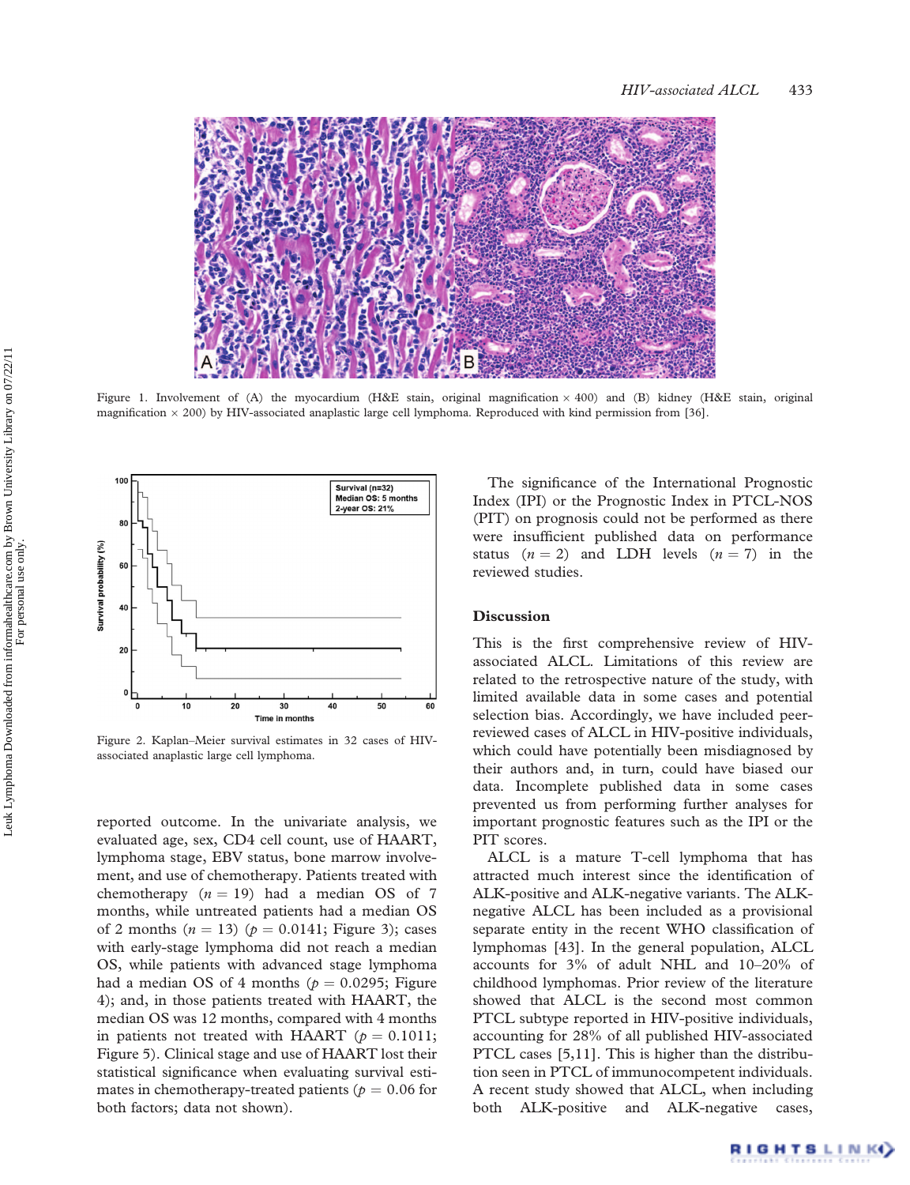Figure 1. Involvement of (A) the myocardium (H&E stain, original magnification × 400) and (B) kidney (H&E stain, original magnification × 200) by HIV-associated anaplastic large cell lymphoma. Reproduced with kind permission from [36].

Figure 2. Kaplan–Meier survival estimates in 32 cases of HIV-associated anaplastic large cell lymphoma.

reported outcome. In the univariate analysis, we evaluated age, sex, CD4 cell count, use of HAART, lymphoma stage, EBV status, bone marrow involvement, and use of chemotherapy. Patients treated with chemotherapy ($n = 19$) had a median OS of 7 months, while untreated patients had a median OS of 2 months ($n = 13$) ($p = 0.0141$; Figure 3); cases with early-stage lymphoma did not reach a median OS, while patients with advanced stage lymphoma had a median OS of 4 months ($p = 0.0295$; Figure 4); and, in those patients treated with HAART, the median OS was 12 months, compared with 4 months in patients not treated with HAART ($p = 0.1011$; Figure 5). Clinical stage and use of HAART lost their statistical significance when evaluating survival estimates in chemotherapy-treated patients ($p = 0.06$ for both factors; data not shown).

The significance of the International Prognostic Index (IPI) or the Prognostic Index in PTCL-NOS (PIT) on prognosis could not be performed as there were insufficient published data on performance status ($n = 2$) and LDH levels ($n = 7$) in the reviewed studies.

## Discussion

This is the first comprehensive review of HIV-associated ALCL. Limitations of this review are related to the retrospective nature of the study, with limited available data in some cases and potential selection bias. Accordingly, we have included peer-reviewed cases of ALCL in HIV-positive individuals, which could have potentially been misdiagnosed by their authors and, in turn, could have biased our data. Incomplete published data in some cases prevented us from performing further analyses for important prognostic features such as the IPI or the PIT scores.

ALCL is a mature T-cell lymphoma that has attracted much interest since the identification of ALK-positive and ALK-negative variants. The ALK-negative ALCL has been included as a provisional separate entity in the recent WHO classification of lymphomas [43]. In the general population, ALCL accounts for 3% of adult NHL and 10–20% of childhood lymphomas. Prior review of the literature showed that ALCL is the second most common PTCL subtype reported in HIV-positive individuals, accounting for 28% of all published HIV-associated PTCL cases [5,11]. This is higher than the distribution seen in PTCL of immunocompetent individuals. A recent study showed that ALCL, when including both ALK-positive and ALK-negative cases,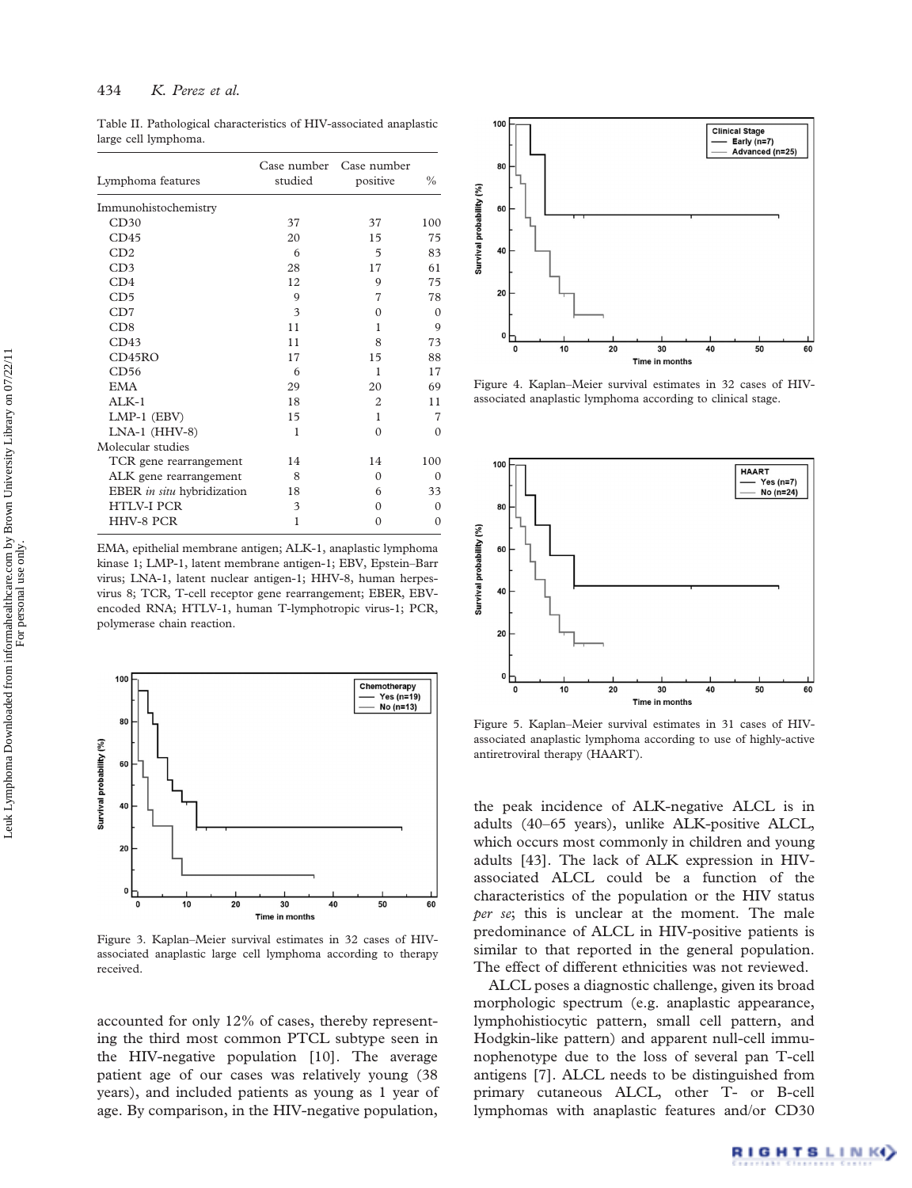Table II. Pathological characteristics of HIV-associated anaplastic large cell lymphoma.

| Lymphoma features | Case number studied | Case number positive | % |
|---|---|---|---|
| Immunohistochemistry | | | |
| CD30 | 37 | 37 | 100 |
| CD45 | 20 | 15 | 75 |
| CD2 | 6 | 5 | 83 |
| CD3 | 28 | 17 | 61 |
| CD4 | 12 | 9 | 75 |
| CD5 | 9 | 7 | 78 |
| CD7 | 3 | 0 | 0 |
| CD8 | 11 | 1 | 9 |
| CD43 | 11 | 8 | 73 |
| CD45RO | 17 | 15 | 88 |
| CD56 | 6 | 1 | 17 |
| EMA | 29 | 20 | 69 |
| ALK-1 | 18 | 2 | 11 |
| LMP-1 (EBV) | 15 | 1 | 7 |
| LNA-1 (HHV-8) | 1 | 0 | 0 |
| Molecular studies | | | |
| TCR gene rearrangement | 14 | 14 | 100 |
| ALK gene rearrangement | 8 | 0 | 0 |
| EBER *in situ* hybridization | 18 | 6 | 33 |
| HTLV-I PCR | 3 | 0 | 0 |
| HHV-8 PCR | 1 | 0 | 0 |

EMA, epithelial membrane antigen; ALK-1, anaplastic lymphoma kinase 1; LMP-1, latent membrane antigen-1; EBV, Epstein–Barr virus; LNA-1, latent nuclear antigen-1; HHV-8, human herpesvirus 8; TCR, T-cell receptor gene rearrangement; EBER, EBV-encoded RNA; HTLV-1, human T-lymphotropic virus-1; PCR, polymerase chain reaction.

Figure 3. Kaplan–Meier survival estimates in 32 cases of HIV-associated anaplastic large cell lymphoma according to therapy received.

accounted for only 12% of cases, thereby representing the third most common PTCL subtype seen in the HIV-negative population [10]. The average patient age of our cases was relatively young (38 years), and included patients as young as 1 year of age. By comparison, in the HIV-negative population,

Figure 4. Kaplan–Meier survival estimates in 32 cases of HIV-associated anaplastic lymphoma according to clinical stage.

Figure 5. Kaplan–Meier survival estimates in 31 cases of HIV-associated anaplastic lymphoma according to use of highly-active antiretroviral therapy (HAART).

the peak incidence of ALK-negative ALCL is in adults (40–65 years), unlike ALK-positive ALCL, which occurs most commonly in children and young adults [43]. The lack of ALK expression in HIV-associated ALCL could be a function of the characteristics of the population or the HIV status *per se*; this is unclear at the moment. The male predominance of ALCL in HIV-positive patients is similar to that reported in the general population. The effect of different ethnicities was not reviewed.

ALCL poses a diagnostic challenge, given its broad morphologic spectrum (e.g. anaplastic appearance, lymphohistiocytic pattern, small cell pattern, and Hodgkin-like pattern) and apparent null-cell immunophenotype due to the loss of several pan T-cell antigens [7]. ALCL needs to be distinguished from primary cutaneous ALCL, other T- or B-cell lymphomas with anaplastic features and/or CD30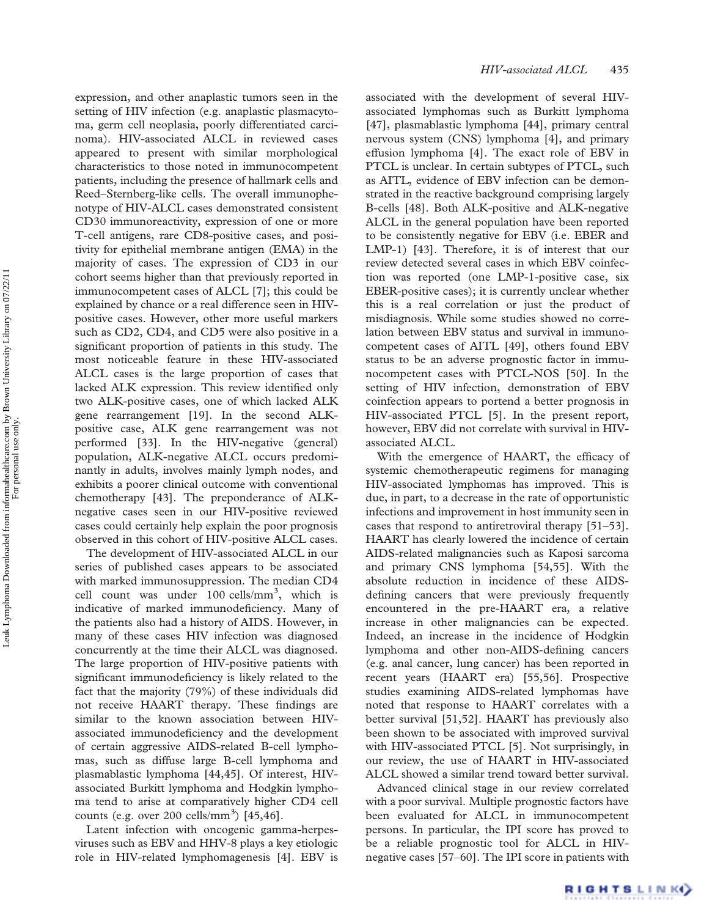expression, and other anaplastic tumors seen in the setting of HIV infection (e.g. anaplastic plasmacytoma, germ cell neoplasia, poorly differentiated carcinoma). HIV-associated ALCL in reviewed cases appeared to present with similar morphological characteristics to those noted in immunocompetent patients, including the presence of hallmark cells and Reed–Sternberg-like cells. The overall immunophenotype of HIV-ALCL cases demonstrated consistent CD30 immunoreactivity, expression of one or more T-cell antigens, rare CD8-positive cases, and positivity for epithelial membrane antigen (EMA) in the majority of cases. The expression of CD3 in our cohort seems higher than that previously reported in immunocompetent cases of ALCL [7]; this could be explained by chance or a real difference seen in HIV-positive cases. However, other more useful markers such as CD2, CD4, and CD5 were also positive in a significant proportion of patients in this study. The most noticeable feature in these HIV-associated ALCL cases is the large proportion of cases that lacked ALK expression. This review identified only two ALK-positive cases, one of which lacked ALK gene rearrangement [19]. In the second ALK-positive case, ALK gene rearrangement was not performed [33]. In the HIV-negative (general) population, ALK-negative ALCL occurs predominantly in adults, involves mainly lymph nodes, and exhibits a poorer clinical outcome with conventional chemotherapy [43]. The preponderance of ALK-negative cases seen in our HIV-positive reviewed cases could certainly help explain the poor prognosis observed in this cohort of HIV-positive ALCL cases.

The development of HIV-associated ALCL in our series of published cases appears to be associated with marked immunosuppression. The median CD4 cell count was under 100 cells/mm$^3$, which is indicative of marked immunodeficiency. Many of the patients also had a history of AIDS. However, in many of these cases HIV infection was diagnosed concurrently at the time their ALCL was diagnosed. The large proportion of HIV-positive patients with significant immunodeficiency is likely related to the fact that the majority (79%) of these individuals did not receive HAART therapy. These findings are similar to the known association between HIV-associated immunodeficiency and the development of certain aggressive AIDS-related B-cell lymphomas, such as diffuse large B-cell lymphoma and plasmablastic lymphoma [44,45]. Of interest, HIV-associated Burkitt lymphoma and Hodgkin lymphoma tend to arise at comparatively higher CD4 cell counts (e.g. over 200 cells/mm$^3$) [45,46].

Latent infection with oncogenic gamma-herpesviruses such as EBV and HHV-8 plays a key etiologic role in HIV-related lymphomagenesis [4]. EBV is associated with the development of several HIV-associated lymphomas such as Burkitt lymphoma [47], plasmablastic lymphoma [44], primary central nervous system (CNS) lymphoma [4], and primary effusion lymphoma [4]. The exact role of EBV in PTCL is unclear. In certain subtypes of PTCL, such as AITL, evidence of EBV infection can be demonstrated in the reactive background comprising largely B-cells [48]. Both ALK-positive and ALK-negative ALCL in the general population have been reported to be consistently negative for EBV (i.e. EBER and LMP-1) [43]. Therefore, it is of interest that our review detected several cases in which EBV coinfection was reported (one LMP-1-positive case, six EBER-positive cases); it is currently unclear whether this is a real correlation or just the product of misdiagnosis. While some studies showed no correlation between EBV status and survival in immunocompetent cases of AITL [49], others found EBV status to be an adverse prognostic factor in immunocompetent cases with PTCL-NOS [50]. In the setting of HIV infection, demonstration of EBV coinfection appears to portend a better prognosis in HIV-associated PTCL [5]. In the present report, however, EBV did not correlate with survival in HIV-associated ALCL.

With the emergence of HAART, the efficacy of systemic chemotherapeutic regimens for managing HIV-associated lymphomas has improved. This is due, in part, to a decrease in the rate of opportunistic infections and improvement in host immunity seen in cases that respond to antiretroviral therapy [51–53]. HAART has clearly lowered the incidence of certain AIDS-related malignancies such as Kaposi sarcoma and primary CNS lymphoma [54,55]. With the absolute reduction in incidence of these AIDS-defining cancers that were previously frequently encountered in the pre-HAART era, a relative increase in other malignancies can be expected. Indeed, an increase in the incidence of Hodgkin lymphoma and other non-AIDS-defining cancers (e.g. anal cancer, lung cancer) has been reported in recent years (HAART era) [55,56]. Prospective studies examining AIDS-related lymphomas have noted that response to HAART correlates with a better survival [51,52]. HAART has previously also been shown to be associated with improved survival with HIV-associated PTCL [5]. Not surprisingly, in our review, the use of HAART in HIV-associated ALCL showed a similar trend toward better survival.

Advanced clinical stage in our review correlated with a poor survival. Multiple prognostic factors have been evaluated for ALCL in immunocompetent persons. In particular, the IPI score has proved to be a reliable prognostic tool for ALCL in HIV-negative cases [57–60]. The IPI score in patients with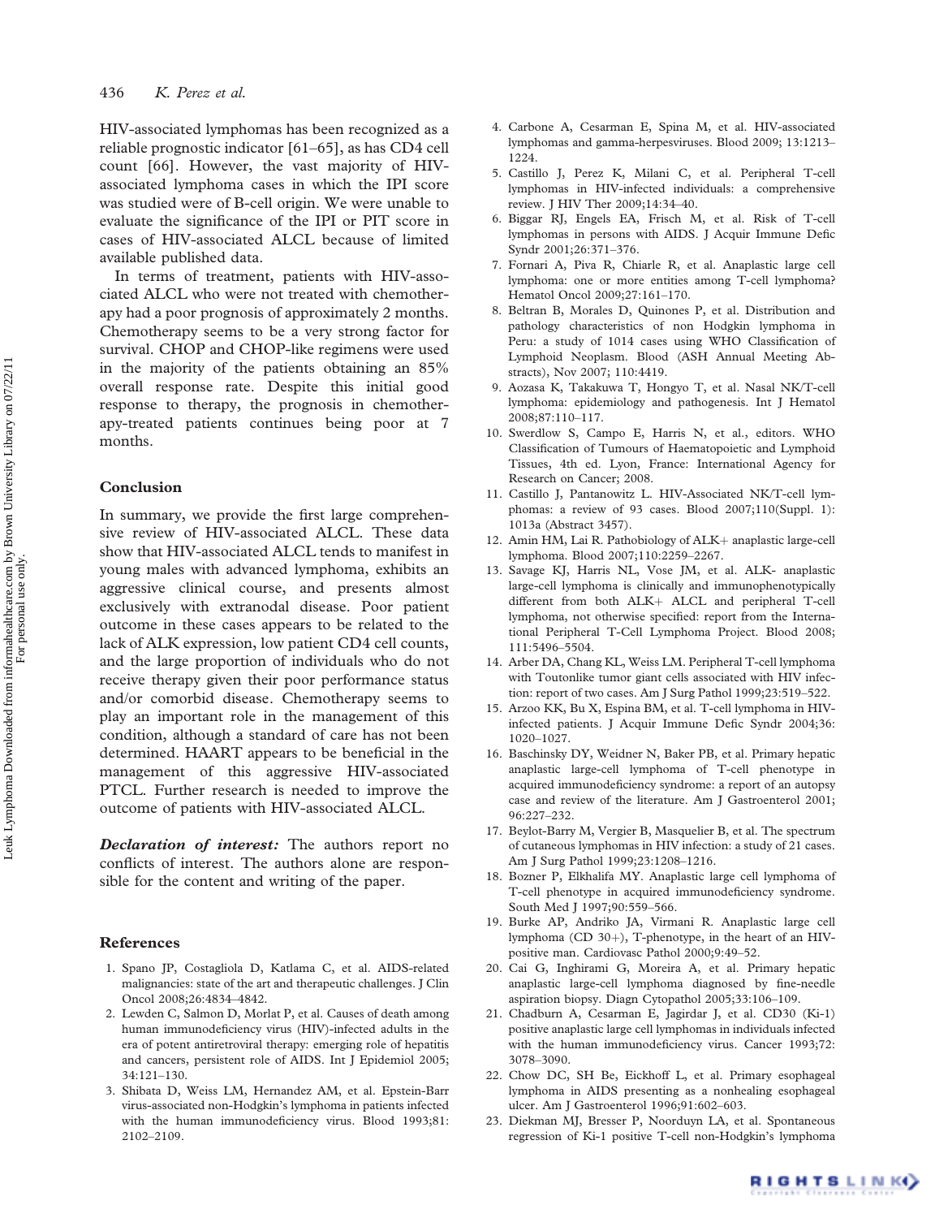HIV-associated lymphomas has been recognized as a reliable prognostic indicator [61–65], as has CD4 cell count [66]. However, the vast majority of HIV-associated lymphoma cases in which the IPI score was studied were of B-cell origin. We were unable to evaluate the significance of the IPI or PIT score in cases of HIV-associated ALCL because of limited available published data.

In terms of treatment, patients with HIV-associated ALCL who were not treated with chemotherapy had a poor prognosis of approximately 2 months. Chemotherapy seems to be a very strong factor for survival. CHOP and CHOP-like regimens were used in the majority of the patients obtaining an 85% overall response rate. Despite this initial good response to therapy, the prognosis in chemotherapy-treated patients continues being poor at 7 months.

## Conclusion

In summary, we provide the first large comprehensive review of HIV-associated ALCL. These data show that HIV-associated ALCL tends to manifest in young males with advanced lymphoma, exhibits an aggressive clinical course, and presents almost exclusively with extranodal disease. Poor patient outcome in these cases appears to be related to the lack of ALK expression, low patient CD4 cell counts, and the large proportion of individuals who do not receive therapy given their poor performance status and/or comorbid disease. Chemotherapy seems to play an important role in the management of this condition, although a standard of care has not been determined. HAART appears to be beneficial in the management of this aggressive HIV-associated PTCL. Further research is needed to improve the outcome of patients with HIV-associated ALCL.

***Declaration of interest:*** The authors report no conflicts of interest. The authors alone are responsible for the content and writing of the paper.

## References

1. Spano JP, Costagliola D, Katlama C, et al. AIDS-related malignancies: state of the art and therapeutic challenges. J Clin Oncol 2008;26:4834–4842.
2. Lewden C, Salmon D, Morlat P, et al. Causes of death among human immunodeficiency virus (HIV)-infected adults in the era of potent antiretroviral therapy: emerging role of hepatitis and cancers, persistent role of AIDS. Int J Epidemiol 2005; 34:121–130.
3. Shibata D, Weiss LM, Hernandez AM, et al. Epstein-Barr virus-associated non-Hodgkin's lymphoma in patients infected with the human immunodeficiency virus. Blood 1993;81: 2102–2109.
4. Carbone A, Cesarman E, Spina M, et al. HIV-associated lymphomas and gamma-herpesviruses. Blood 2009; 13:1213–1224.
5. Castillo J, Perez K, Milani C, et al. Peripheral T-cell lymphomas in HIV-infected individuals: a comprehensive review. J HIV Ther 2009;14:34–40.
6. Biggar RJ, Engels EA, Frisch M, et al. Risk of T-cell lymphomas in persons with AIDS. J Acquir Immune Defic Syndr 2001;26:371–376.
7. Fornari A, Piva R, Chiarle R, et al. Anaplastic large cell lymphoma: one or more entities among T-cell lymphoma? Hematol Oncol 2009;27:161–170.
8. Beltran B, Morales D, Quinones P, et al. Distribution and pathology characteristics of non Hodgkin lymphoma in Peru: a study of 1014 cases using WHO Classification of Lymphoid Neoplasm. Blood (ASH Annual Meeting Abstracts), Nov 2007; 110:4419.
9. Aozasa K, Takakuwa T, Hongyo T, et al. Nasal NK/T-cell lymphoma: epidemiology and pathogenesis. Int J Hematol 2008;87:110–117.
10. Swerdlow S, Campo E, Harris N, et al., editors. WHO Classification of Tumours of Haematopoietic and Lymphoid Tissues, 4th ed. Lyon, France: International Agency for Research on Cancer; 2008.
11. Castillo J, Pantanowitz L. HIV-Associated NK/T-cell lymphomas: a review of 93 cases. Blood 2007;110(Suppl. 1): 1013a (Abstract 3457).
12. Amin HM, Lai R. Pathobiology of ALK+ anaplastic large-cell lymphoma. Blood 2007;110:2259–2267.
13. Savage KJ, Harris NL, Vose JM, et al. ALK- anaplastic large-cell lymphoma is clinically and immunophenotypically different from both ALK+ ALCL and peripheral T-cell lymphoma, not otherwise specified: report from the International Peripheral T-Cell Lymphoma Project. Blood 2008; 111:5496–5504.
14. Arber DA, Chang KL, Weiss LM. Peripheral T-cell lymphoma with Toutonlike tumor giant cells associated with HIV infection: report of two cases. Am J Surg Pathol 1999;23:519–522.
15. Arzoo KK, Bu X, Espina BM, et al. T-cell lymphoma in HIV-infected patients. J Acquir Immune Defic Syndr 2004;36: 1020–1027.
16. Baschinsky DY, Weidner N, Baker PB, et al. Primary hepatic anaplastic large-cell lymphoma of T-cell phenotype in acquired immunodeficiency syndrome: a report of an autopsy case and review of the literature. Am J Gastroenterol 2001; 96:227–232.
17. Beylot-Barry M, Vergier B, Masquelier B, et al. The spectrum of cutaneous lymphomas in HIV infection: a study of 21 cases. Am J Surg Pathol 1999;23:1208–1216.
18. Bozner P, Elkhalifa MY. Anaplastic large cell lymphoma of T-cell phenotype in acquired immunodeficiency syndrome. South Med J 1997;90:559–566.
19. Burke AP, Andriko JA, Virmani R. Anaplastic large cell lymphoma (CD 30+), T-phenotype, in the heart of an HIV-positive man. Cardiovasc Pathol 2000;9:49–52.
20. Cai G, Inghirami G, Moreira A, et al. Primary hepatic anaplastic large-cell lymphoma diagnosed by fine-needle aspiration biopsy. Diagn Cytopathol 2005;33:106–109.
21. Chadburn A, Cesarman E, Jagirdar J, et al. CD30 (Ki-1) positive anaplastic large cell lymphomas in individuals infected with the human immunodeficiency virus. Cancer 1993;72: 3078–3090.
22. Chow DC, SH Be, Eickhoff L, et al. Primary esophageal lymphoma in AIDS presenting as a nonhealing esophageal ulcer. Am J Gastroenterol 1996;91:602–603.
23. Diekman MJ, Bresser P, Noorduyn LA, et al. Spontaneous regression of Ki-1 positive T-cell non-Hodgkin's lymphoma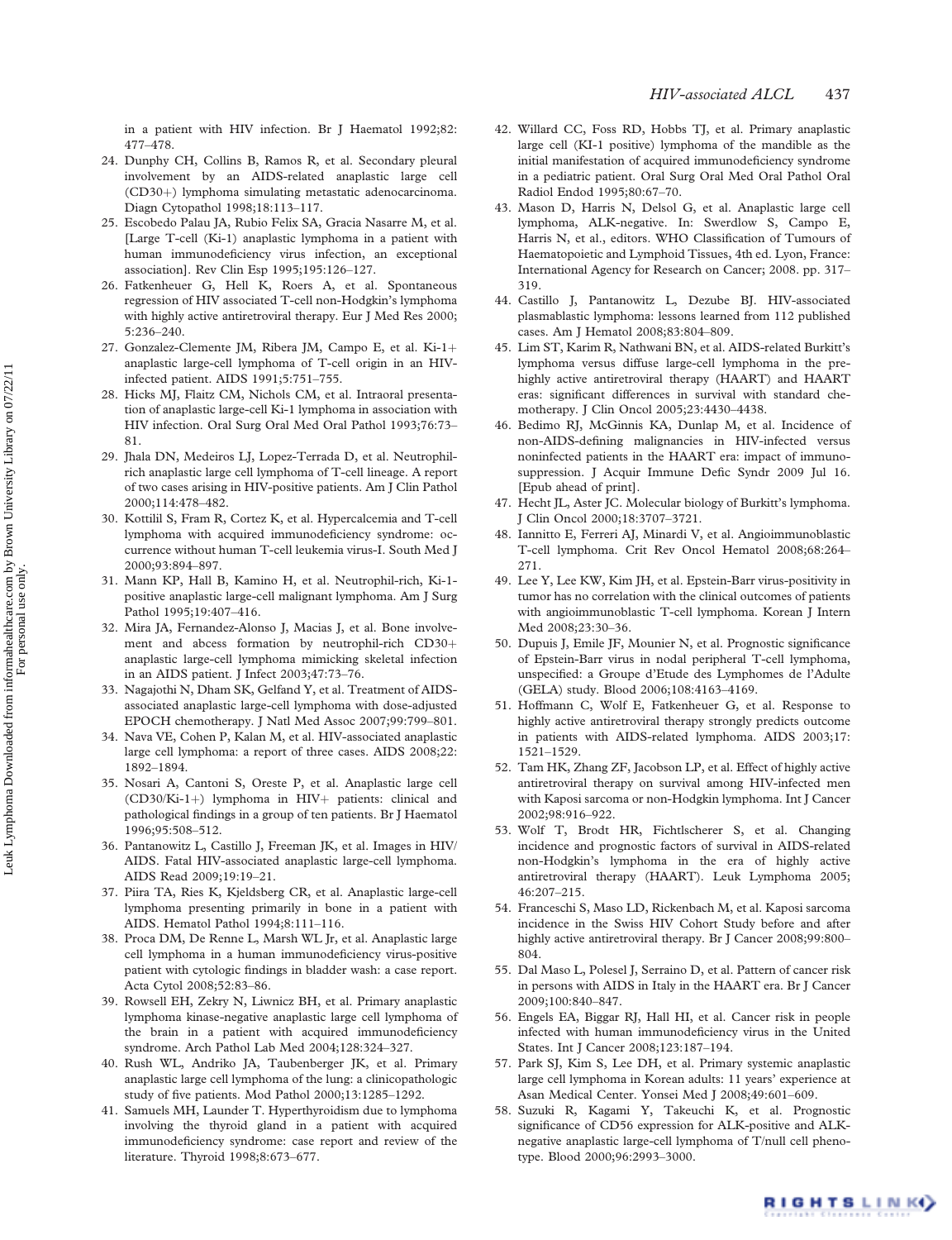in a patient with HIV infection. Br J Haematol 1992;82: 477–478.

24. Dunphy CH, Collins B, Ramos R, et al. Secondary pleural involvement by an AIDS-related anaplastic large cell (CD30+) lymphoma simulating metastatic adenocarcinoma. Diagn Cytopathol 1998;18:113–117.
25. Escobedo Palau JA, Rubio Felix SA, Gracia Nasarre M, et al. [Large T-cell (Ki-1) anaplastic lymphoma in a patient with human immunodeficiency virus infection, an exceptional association]. Rev Clin Esp 1995;195:126–127.
26. Fatkenheuer G, Hell K, Roers A, et al. Spontaneous regression of HIV associated T-cell non-Hodgkin's lymphoma with highly active antiretroviral therapy. Eur J Med Res 2000; 5:236–240.
27. Gonzalez-Clemente JM, Ribera JM, Campo E, et al. Ki-1+ anaplastic large-cell lymphoma of T-cell origin in an HIV-infected patient. AIDS 1991;5:751–755.
28. Hicks MJ, Flaitz CM, Nichols CM, et al. Intraoral presentation of anaplastic large-cell Ki-1 lymphoma in association with HIV infection. Oral Surg Oral Med Oral Pathol 1993;76:73–81.
29. Jhala DN, Medeiros LJ, Lopez-Terrada D, et al. Neutrophil-rich anaplastic large cell lymphoma of T-cell lineage. A report of two cases arising in HIV-positive patients. Am J Clin Pathol 2000;114:478–482.
30. Kottilil S, Fram R, Cortez K, et al. Hypercalcemia and T-cell lymphoma with acquired immunodeficiency syndrome: occurrence without human T-cell leukemia virus-I. South Med J 2000;93:894–897.
31. Mann KP, Hall B, Kamino H, et al. Neutrophil-rich, Ki-1-positive anaplastic large-cell malignant lymphoma. Am J Surg Pathol 1995;19:407–416.
32. Mira JA, Fernandez-Alonso J, Macias J, et al. Bone involvement and abcess formation by neutrophil-rich CD30+ anaplastic large-cell lymphoma mimicking skeletal infection in an AIDS patient. J Infect 2003;47:73–76.
33. Nagajothi N, Dham SK, Gelfand Y, et al. Treatment of AIDS-associated anaplastic large-cell lymphoma with dose-adjusted EPOCH chemotherapy. J Natl Med Assoc 2007;99:799–801.
34. Nava VE, Cohen P, Kalan M, et al. HIV-associated anaplastic large cell lymphoma: a report of three cases. AIDS 2008;22: 1892–1894.
35. Nosari A, Cantoni S, Oreste P, et al. Anaplastic large cell (CD30/Ki-1+) lymphoma in HIV+ patients: clinical and pathological findings in a group of ten patients. Br J Haematol 1996;95:508–512.
36. Pantanowitz L, Castillo J, Freeman JK, et al. Images in HIV/AIDS. Fatal HIV-associated anaplastic large-cell lymphoma. AIDS Read 2009;19:19–21.
37. Piira TA, Ries K, Kjeldsberg CR, et al. Anaplastic large-cell lymphoma presenting primarily in bone in a patient with AIDS. Hematol Pathol 1994;8:111–116.
38. Proca DM, De Renne L, Marsh WL Jr, et al. Anaplastic large cell lymphoma in a human immunodeficiency virus-positive patient with cytologic findings in bladder wash: a case report. Acta Cytol 2008;52:83–86.
39. Rowsell EH, Zekry N, Liwnicz BH, et al. Primary anaplastic lymphoma kinase-negative anaplastic large cell lymphoma of the brain in a patient with acquired immunodeficiency syndrome. Arch Pathol Lab Med 2004;128:324–327.
40. Rush WL, Andriko JA, Taubenberger JK, et al. Primary anaplastic large cell lymphoma of the lung: a clinicopathologic study of five patients. Mod Pathol 2000;13:1285–1292.
41. Samuels MH, Launder T. Hyperthyroidism due to lymphoma involving the thyroid gland in a patient with acquired immunodeficiency syndrome: case report and review of the literature. Thyroid 1998;8:673–677.
42. Willard CC, Foss RD, Hobbs TJ, et al. Primary anaplastic large cell (KI-1 positive) lymphoma of the mandible as the initial manifestation of acquired immunodeficiency syndrome in a pediatric patient. Oral Surg Oral Med Oral Pathol Oral Radiol Endod 1995;80:67–70.
43. Mason D, Harris N, Delsol G, et al. Anaplastic large cell lymphoma, ALK-negative. In: Swerdlow S, Campo E, Harris N, et al., editors. WHO Classification of Tumours of Haematopoietic and Lymphoid Tissues, 4th ed. Lyon, France: International Agency for Research on Cancer; 2008. pp. 317–319.
44. Castillo J, Pantanowitz L, Dezube BJ. HIV-associated plasmablastic lymphoma: lessons learned from 112 published cases. Am J Hematol 2008;83:804–809.
45. Lim ST, Karim R, Nathwani BN, et al. AIDS-related Burkitt's lymphoma versus diffuse large-cell lymphoma in the pre-highly active antiretroviral therapy (HAART) and HAART eras: significant differences in survival with standard chemotherapy. J Clin Oncol 2005;23:4430–4438.
46. Bedimo RJ, McGinnis KA, Dunlap M, et al. Incidence of non-AIDS-defining malignancies in HIV-infected versus noninfected patients in the HAART era: impact of immunosuppression. J Acquir Immune Defic Syndr 2009 Jul 16. [Epub ahead of print].
47. Hecht JL, Aster JC. Molecular biology of Burkitt's lymphoma. J Clin Oncol 2000;18:3707–3721.
48. Iannitto E, Ferreri AJ, Minardi V, et al. Angioimmunoblastic T-cell lymphoma. Crit Rev Oncol Hematol 2008;68:264–271.
49. Lee Y, Lee KW, Kim JH, et al. Epstein-Barr virus-positivity in tumor has no correlation with the clinical outcomes of patients with angioimmunoblastic T-cell lymphoma. Korean J Intern Med 2008;23:30–36.
50. Dupuis J, Emile JF, Mounier N, et al. Prognostic significance of Epstein-Barr virus in nodal peripheral T-cell lymphoma, unspecified: a Groupe d'Etude des Lymphomes de l'Adulte (GELA) study. Blood 2006;108:4163–4169.
51. Hoffmann C, Wolf E, Fatkenheuer G, et al. Response to highly active antiretroviral therapy strongly predicts outcome in patients with AIDS-related lymphoma. AIDS 2003;17: 1521–1529.
52. Tam HK, Zhang ZF, Jacobson LP, et al. Effect of highly active antiretroviral therapy on survival among HIV-infected men with Kaposi sarcoma or non-Hodgkin lymphoma. Int J Cancer 2002;98:916–922.
53. Wolf T, Brodt HR, Fichtlscherer S, et al. Changing incidence and prognostic factors of survival in AIDS-related non-Hodgkin's lymphoma in the era of highly active antiretroviral therapy (HAART). Leuk Lymphoma 2005; 46:207–215.
54. Franceschi S, Maso LD, Rickenbach M, et al. Kaposi sarcoma incidence in the Swiss HIV Cohort Study before and after highly active antiretroviral therapy. Br J Cancer 2008;99:800–804.
55. Dal Maso L, Polesel J, Serraino D, et al. Pattern of cancer risk in persons with AIDS in Italy in the HAART era. Br J Cancer 2009;100:840–847.
56. Engels EA, Biggar RJ, Hall HI, et al. Cancer risk in people infected with human immunodeficiency virus in the United States. Int J Cancer 2008;123:187–194.
57. Park SJ, Kim S, Lee DH, et al. Primary systemic anaplastic large cell lymphoma in Korean adults: 11 years' experience at Asan Medical Center. Yonsei Med J 2008;49:601–609.
58. Suzuki R, Kagami Y, Takeuchi K, et al. Prognostic significance of CD56 expression for ALK-positive and ALK-negative anaplastic large-cell lymphoma of T/null cell phenotype. Blood 2000;96:2993–3000.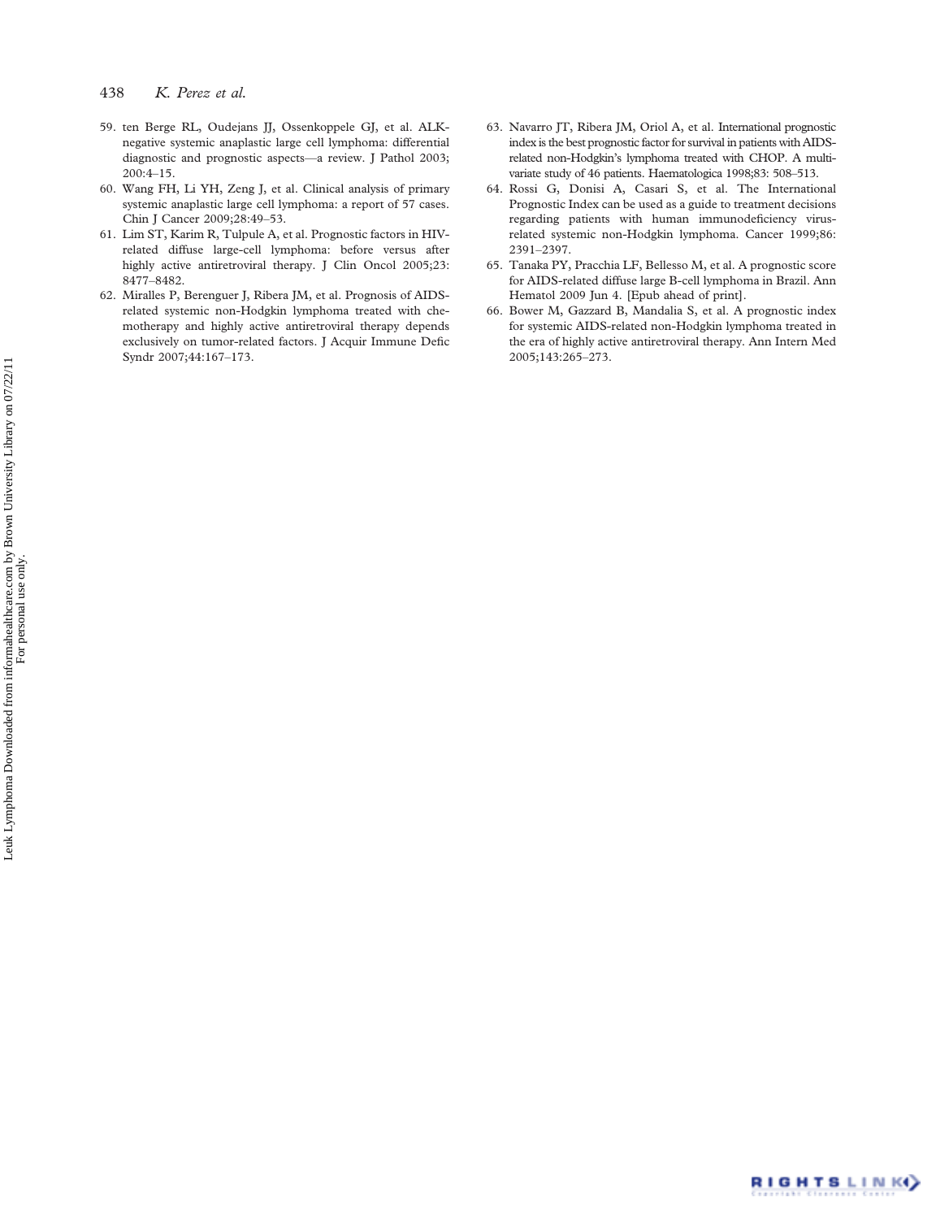59. ten Berge RL, Oudejans JJ, Ossenkoppele GJ, et al. ALK-negative systemic anaplastic large cell lymphoma: differential diagnostic and prognostic aspects—a review. J Pathol 2003; 200:4–15.
60. Wang FH, Li YH, Zeng J, et al. Clinical analysis of primary systemic anaplastic large cell lymphoma: a report of 57 cases. Chin J Cancer 2009;28:49–53.
61. Lim ST, Karim R, Tulpule A, et al. Prognostic factors in HIV-related diffuse large-cell lymphoma: before versus after highly active antiretroviral therapy. J Clin Oncol 2005;23: 8477–8482.
62. Miralles P, Berenguer J, Ribera JM, et al. Prognosis of AIDS-related systemic non-Hodgkin lymphoma treated with chemotherapy and highly active antiretroviral therapy depends exclusively on tumor-related factors. J Acquir Immune Defic Syndr 2007;44:167–173.
63. Navarro JT, Ribera JM, Oriol A, et al. International prognostic index is the best prognostic factor for survival in patients with AIDS-related non-Hodgkin's lymphoma treated with CHOP. A multivariate study of 46 patients. Haematologica 1998;83: 508–513.
64. Rossi G, Donisi A, Casari S, et al. The International Prognostic Index can be used as a guide to treatment decisions regarding patients with human immunodeficiency virus-related systemic non-Hodgkin lymphoma. Cancer 1999;86: 2391–2397.
65. Tanaka PY, Pracchia LF, Bellesso M, et al. A prognostic score for AIDS-related diffuse large B-cell lymphoma in Brazil. Ann Hematol 2009 Jun 4. [Epub ahead of print].
66. Bower M, Gazzard B, Mandalia S, et al. A prognostic index for systemic AIDS-related non-Hodgkin lymphoma treated in the era of highly active antiretroviral therapy. Ann Intern Med 2005;143:265–273.